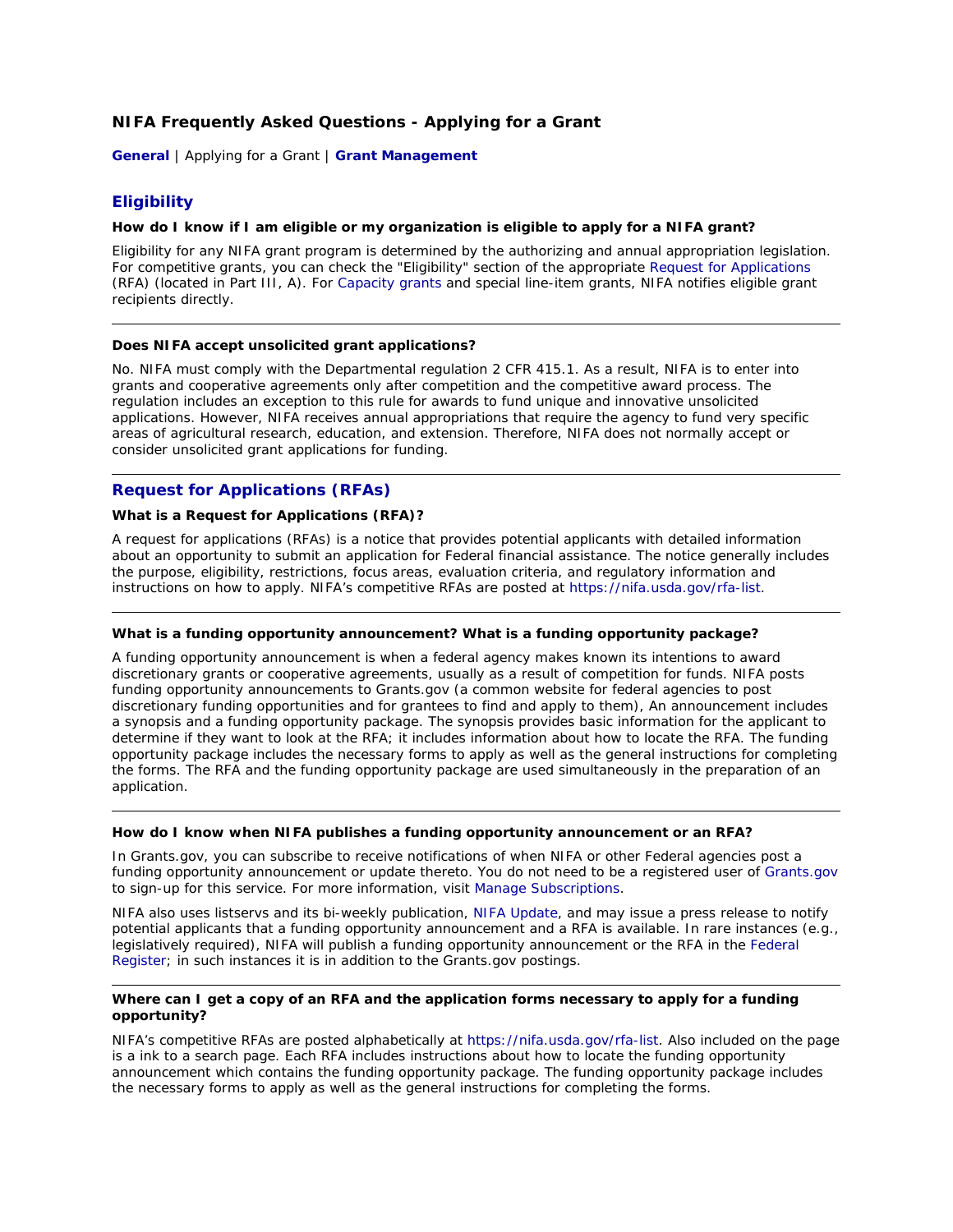# NIFA Frequently Asked Questions - Applying for a Grant

**General** | Applying for a Grant | **Grant Management**

## Eligibility

**How do I know if I am eligible or my organization is eligible to apply for a NIFA grant?**

Eligibility for any NIFA grant program is determined by the authorizing and annual appropriation legislation. For competitive grants, you can check the "Eligibility" section of the appropriate Request for Applications (RFA) (located in Part III, A). For Capacity grants and special line-item grants, NIFA notifies eligible grant recipients directly.

---

**Does NIFA accept unsolicited grant applications?**

No. NIFA must comply with the Departmental regulation 2 CFR 415.1. As a result, NIFA is to enter into grants and cooperative agreements only after competition and the competitive award process. The regulation includes an exception to this rule for awards to fund unique and innovative unsolicited applications. However, NIFA receives annual appropriations that require the agency to fund very specific areas of agricultural research, education, and extension. Therefore, NIFA does not normally accept or consider unsolicited grant applications for funding.

---

## Request for Applications (RFAs)

**What is a Request for Applications (RFA)?**

A request for applications (RFAs) is a notice that provides potential applicants with detailed information about an opportunity to submit an application for Federal financial assistance. The notice generally includes the purpose, eligibility, restrictions, focus areas, evaluation criteria, and regulatory information and instructions on how to apply. NIFA's competitive RFAs are posted at https://nifa.usda.gov/rfa-list.

---

**What is a funding opportunity announcement? What is a funding opportunity package?**

A funding opportunity announcement is when a federal agency makes known its intentions to award discretionary grants or cooperative agreements, usually as a result of competition for funds. NIFA posts funding opportunity announcements to Grants.gov (a common website for federal agencies to post discretionary funding opportunities and for grantees to find and apply to them), An announcement includes a synopsis and a funding opportunity package. The synopsis provides basic information for the applicant to determine if they want to look at the RFA; it includes information about how to locate the RFA. The funding opportunity package includes the necessary forms to apply as well as the general instructions for completing the forms. The RFA and the funding opportunity package are used simultaneously in the preparation of an application.

---

**How do I know when NIFA publishes a funding opportunity announcement or an RFA?**

In Grants.gov, you can subscribe to receive notifications of when NIFA or other Federal agencies post a funding opportunity announcement or update thereto. You do not need to be a registered user of Grants.gov to sign-up for this service. For more information, visit Manage Subscriptions.

NIFA also uses listservs and its bi-weekly publication, NIFA Update, and may issue a press release to notify potential applicants that a funding opportunity announcement and a RFA is available. In rare instances (e.g., legislatively required), NIFA will publish a funding opportunity announcement or the RFA in the Federal Register; in such instances it is in addition to the Grants.gov postings.

---

**Where can I get a copy of an RFA and the application forms necessary to apply for a funding opportunity?**

NIFA's competitive RFAs are posted alphabetically at https://nifa.usda.gov/rfa-list. Also included on the page is a ink to a search page. Each RFA includes instructions about how to locate the funding opportunity announcement which contains the funding opportunity package. The funding opportunity package includes the necessary forms to apply as well as the general instructions for completing the forms.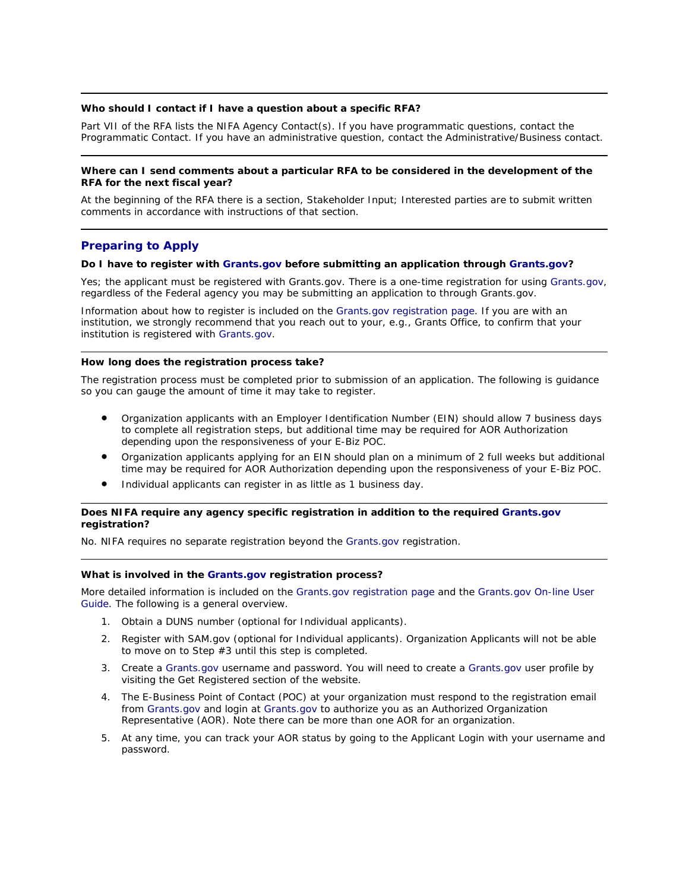**Who should I contact if I have a question about a specific RFA?**

Part VII of the RFA lists the NIFA Agency Contact(s). If you have programmatic questions, contact the Programmatic Contact. If you have an administrative question, contact the Administrative/Business contact.

**Where can I send comments about a particular RFA to be considered in the development of the RFA for the next fiscal year?**

At the beginning of the RFA there is a section, Stakeholder Input; Interested parties are to submit written comments in accordance with instructions of that section.

## Preparing to Apply

**Do I have to register with Grants.gov before submitting an application through Grants.gov?**

Yes; the applicant must be registered with Grants.gov. There is a one-time registration for using Grants.gov, regardless of the Federal agency you may be submitting an application to through Grants.gov.

Information about how to register is included on the Grants.gov registration page. If you are with an institution, we strongly recommend that you reach out to your, e.g., Grants Office, to confirm that your institution is registered with Grants.gov.

**How long does the registration process take?**

The registration process must be completed prior to submission of an application. The following is guidance so you can gauge the amount of time it may take to register.

- Organization applicants with an Employer Identification Number (EIN) should allow 7 business days to complete all registration steps, but additional time may be required for AOR Authorization depending upon the responsiveness of your E-Biz POC.
- Organization applicants applying for an EIN should plan on a minimum of 2 full weeks but additional time may be required for AOR Authorization depending upon the responsiveness of your E-Biz POC.
- Individual applicants can register in as little as 1 business day.

**Does NIFA require any agency specific registration in addition to the required Grants.gov registration?**

No. NIFA requires no separate registration beyond the Grants.gov registration.

**What is involved in the Grants.gov registration process?**

More detailed information is included on the Grants.gov registration page and the Grants.gov On-line User Guide. The following is a general overview.

1. Obtain a DUNS number (optional for Individual applicants).
2. Register with SAM.gov (optional for Individual applicants). Organization Applicants will not be able to move on to Step #3 until this step is completed.
3. Create a Grants.gov username and password. You will need to create a Grants.gov user profile by visiting the Get Registered section of the website.
4. The E-Business Point of Contact (POC) at your organization must respond to the registration email from Grants.gov and login at Grants.gov to authorize you as an Authorized Organization Representative (AOR). Note there can be more than one AOR for an organization.
5. At any time, you can track your AOR status by going to the Applicant Login with your username and password.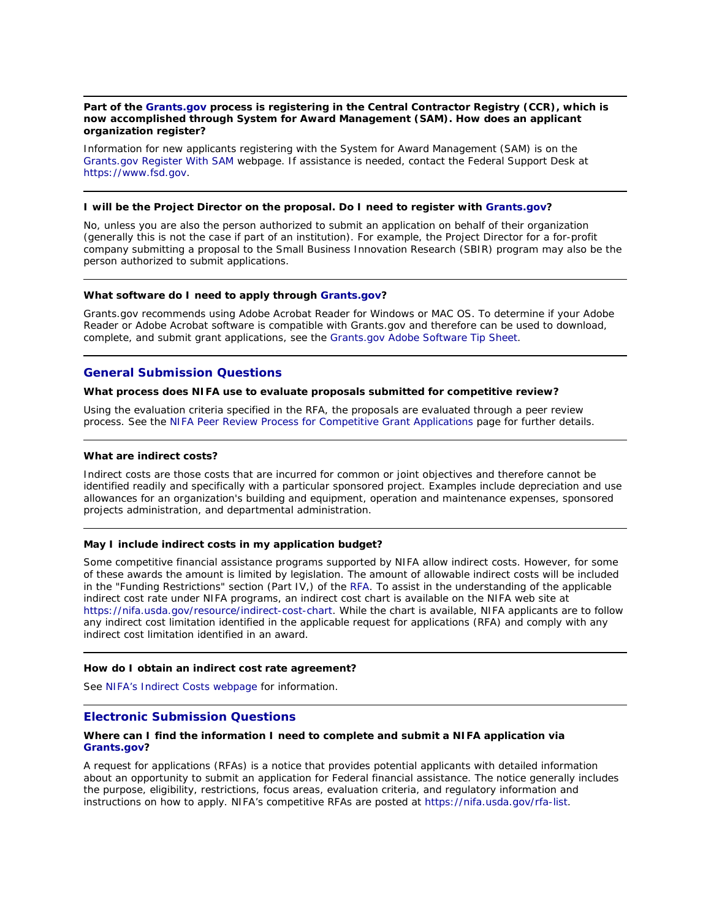**Part of the Grants.gov process is registering in the Central Contractor Registry (CCR), which is now accomplished through System for Award Management (SAM). How does an applicant organization register?**

Information for new applicants registering with the System for Award Management (SAM) is on the Grants.gov Register With SAM webpage. If assistance is needed, contact the Federal Support Desk at https://www.fsd.gov.

---

**I will be the Project Director on the proposal. Do I need to register with Grants.gov?**

No, unless you are also the person authorized to submit an application on behalf of their organization (generally this is not the case if part of an institution). For example, the Project Director for a for-profit company submitting a proposal to the Small Business Innovation Research (SBIR) program may also be the person authorized to submit applications.

---

**What software do I need to apply through Grants.gov?**

Grants.gov recommends using Adobe Acrobat Reader for Windows or MAC OS. To determine if your Adobe Reader or Adobe Acrobat software is compatible with Grants.gov and therefore can be used to download, complete, and submit grant applications, see the Grants.gov Adobe Software Tip Sheet.

---

## General Submission Questions

**What process does NIFA use to evaluate proposals submitted for competitive review?**

Using the evaluation criteria specified in the RFA, the proposals are evaluated through a peer review process. See the NIFA Peer Review Process for Competitive Grant Applications page for further details.

---

**What are indirect costs?**

Indirect costs are those costs that are incurred for common or joint objectives and therefore cannot be identified readily and specifically with a particular sponsored project. Examples include depreciation and use allowances for an organization's building and equipment, operation and maintenance expenses, sponsored projects administration, and departmental administration.

---

**May I include indirect costs in my application budget?**

Some competitive financial assistance programs supported by NIFA allow indirect costs. However, for some of these awards the amount is limited by legislation. The amount of allowable indirect costs will be included in the "Funding Restrictions" section (Part IV,) of the RFA. To assist in the understanding of the applicable indirect cost rate under NIFA programs, an indirect cost chart is available on the NIFA web site at https://nifa.usda.gov/resource/indirect-cost-chart. While the chart is available, NIFA applicants are to follow any indirect cost limitation identified in the applicable request for applications (RFA) and comply with any indirect cost limitation identified in an award.

---

**How do I obtain an indirect cost rate agreement?**

See NIFA's Indirect Costs webpage for information.

---

## Electronic Submission Questions

**Where can I find the information I need to complete and submit a NIFA application via Grants.gov?**

A request for applications (RFAs) is a notice that provides potential applicants with detailed information about an opportunity to submit an application for Federal financial assistance. The notice generally includes the purpose, eligibility, restrictions, focus areas, evaluation criteria, and regulatory information and instructions on how to apply. NIFA's competitive RFAs are posted at https://nifa.usda.gov/rfa-list.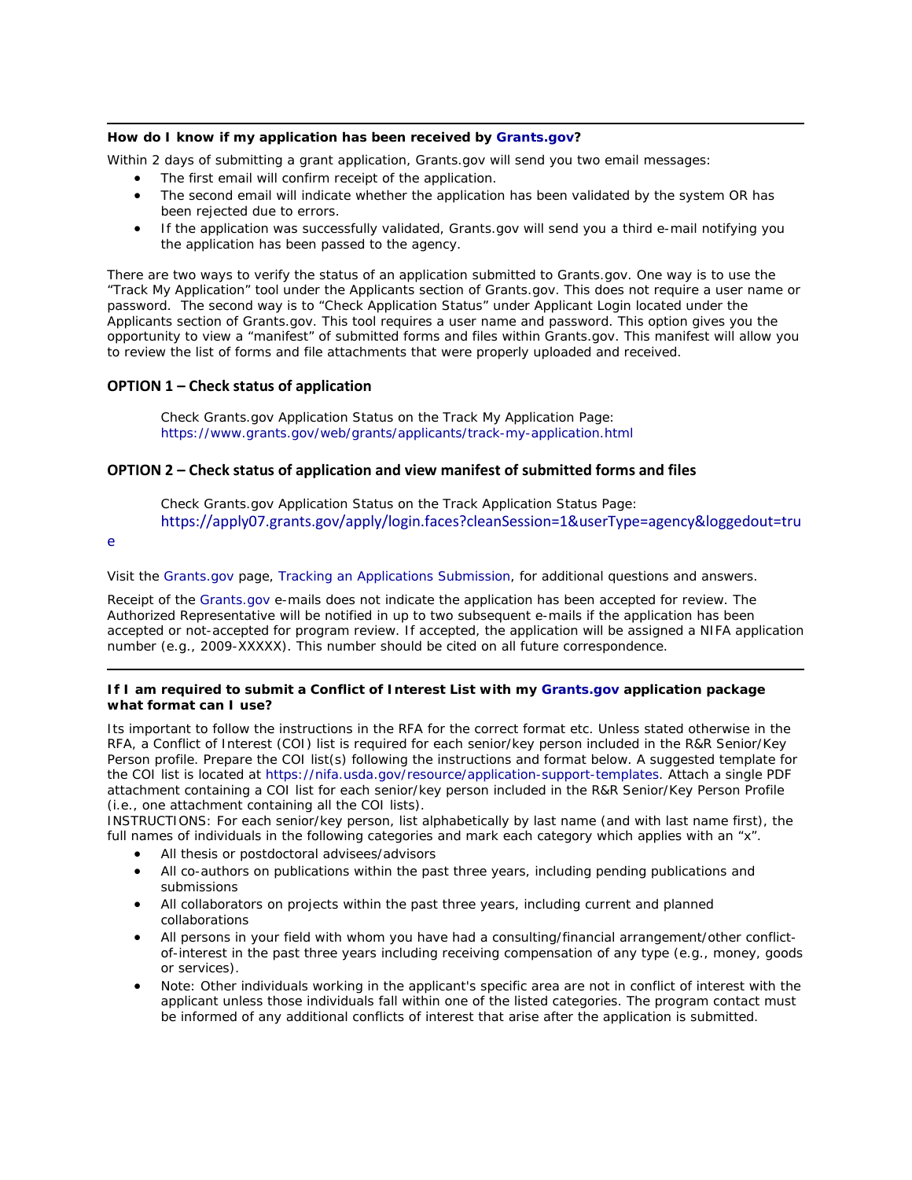---

**How do I know if my application has been received by Grants.gov?**

Within 2 days of submitting a grant application, Grants.gov will send you two email messages:

- The first email will confirm receipt of the application.
- The second email will indicate whether the application has been validated by the system OR has been rejected due to errors.
- If the application was successfully validated, Grants.gov will send you a third e-mail notifying you the application has been passed to the agency.

There are two ways to verify the status of an application submitted to Grants.gov. One way is to use the "Track My Application" tool under the Applicants section of Grants.gov. This does not require a user name or password. The second way is to "Check Application Status" under Applicant Login located under the Applicants section of Grants.gov. This tool requires a user name and password. This option gives you the opportunity to view a "manifest" of submitted forms and files within Grants.gov. This manifest will allow you to review the list of forms and file attachments that were properly uploaded and received.

### OPTION 1 – Check status of application

Check Grants.gov Application Status on the Track My Application Page: https://www.grants.gov/web/grants/applicants/track-my-application.html

### OPTION 2 – Check status of application and view manifest of submitted forms and files

Check Grants.gov Application Status on the Track Application Status Page: https://apply07.grants.gov/apply/login.faces?cleanSession=1&userType=agency&loggedout=true

Visit the Grants.gov page, Tracking an Applications Submission, for additional questions and answers.

Receipt of the Grants.gov e-mails does not indicate the application has been accepted for review. The Authorized Representative will be notified in up to two subsequent e-mails if the application has been accepted or not-accepted for program review. If accepted, the application will be assigned a NIFA application number (e.g., 2009-XXXXX). This number should be cited on all future correspondence.

---

**If I am required to submit a Conflict of Interest List with my Grants.gov application package what format can I use?**

Its important to follow the instructions in the RFA for the correct format etc. Unless stated otherwise in the RFA, a Conflict of Interest (COI) list is required for each senior/key person included in the R&R Senior/Key Person profile. Prepare the COI list(s) following the instructions and format below. A suggested template for the COI list is located at https://nifa.usda.gov/resource/application-support-templates. Attach a single PDF attachment containing a COI list for each senior/key person included in the R&R Senior/Key Person Profile (i.e., one attachment containing all the COI lists).

INSTRUCTIONS: For each senior/key person, list alphabetically by last name (and with last name first), the full names of individuals in the following categories and mark each category which applies with an "x".

- All thesis or postdoctoral advisees/advisors
- All co-authors on publications within the past three years, including pending publications and submissions
- All collaborators on projects within the past three years, including current and planned collaborations
- All persons in your field with whom you have had a consulting/financial arrangement/other conflict-of-interest in the past three years including receiving compensation of any type (e.g., money, goods or services).
- Note: Other individuals working in the applicant's specific area are not in conflict of interest with the applicant unless those individuals fall within one of the listed categories. The program contact must be informed of any additional conflicts of interest that arise after the application is submitted.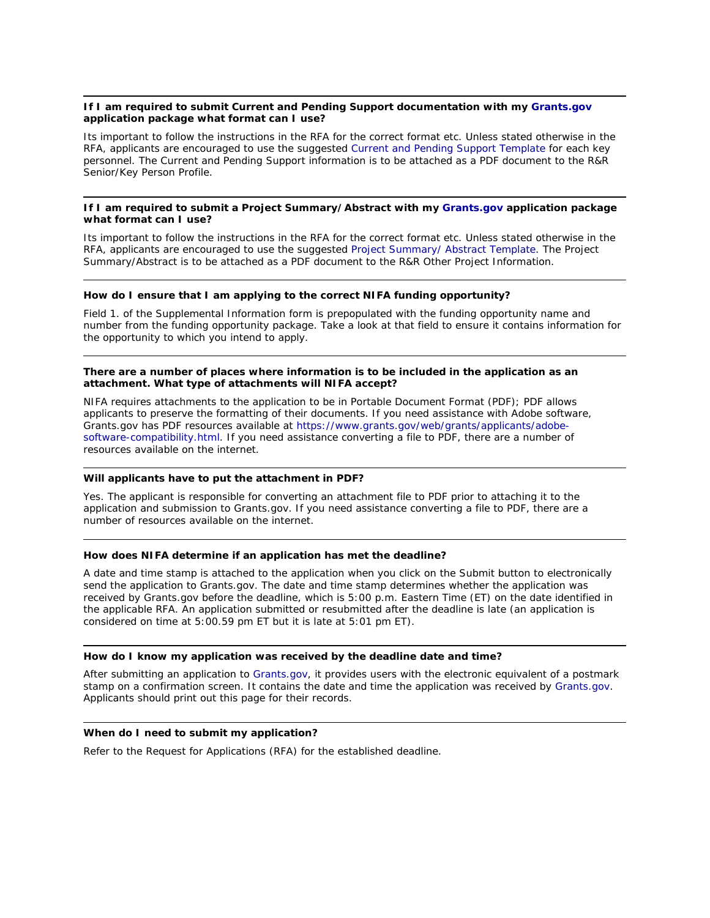**If I am required to submit Current and Pending Support documentation with my Grants.gov application package what format can I use?**

Its important to follow the instructions in the RFA for the correct format etc. Unless stated otherwise in the RFA, applicants are encouraged to use the suggested Current and Pending Support Template for each key personnel. The Current and Pending Support information is to be attached as a PDF document to the R&R Senior/Key Person Profile.

---

**If I am required to submit a Project Summary/Abstract with my Grants.gov application package what format can I use?**

Its important to follow the instructions in the RFA for the correct format etc. Unless stated otherwise in the RFA, applicants are encouraged to use the suggested Project Summary/ Abstract Template. The Project Summary/Abstract is to be attached as a PDF document to the R&R Other Project Information.

---

**How do I ensure that I am applying to the correct NIFA funding opportunity?**

Field 1. of the Supplemental Information form is prepopulated with the funding opportunity name and number from the funding opportunity package. Take a look at that field to ensure it contains information for the opportunity to which you intend to apply.

---

**There are a number of places where information is to be included in the application as an attachment. What type of attachments will NIFA accept?**

NIFA requires attachments to the application to be in Portable Document Format (PDF); PDF allows applicants to preserve the formatting of their documents. If you need assistance with Adobe software, Grants.gov has PDF resources available at https://www.grants.gov/web/grants/applicants/adobe-software-compatibility.html. If you need assistance converting a file to PDF, there are a number of resources available on the internet.

---

**Will applicants have to put the attachment in PDF?**

Yes. The applicant is responsible for converting an attachment file to PDF prior to attaching it to the application and submission to Grants.gov. If you need assistance converting a file to PDF, there are a number of resources available on the internet.

---

**How does NIFA determine if an application has met the deadline?**

A date and time stamp is attached to the application when you click on the Submit button to electronically send the application to Grants.gov. The date and time stamp determines whether the application was received by Grants.gov before the deadline, which is 5:00 p.m. Eastern Time (ET) on the date identified in the applicable RFA. An application submitted or resubmitted after the deadline is late (an application is considered on time at 5:00.59 pm ET but it is late at 5:01 pm ET).

---

**How do I know my application was received by the deadline date and time?**

After submitting an application to Grants.gov, it provides users with the electronic equivalent of a postmark stamp on a confirmation screen. It contains the date and time the application was received by Grants.gov. Applicants should print out this page for their records.

---

**When do I need to submit my application?**

Refer to the Request for Applications (RFA) for the established deadline.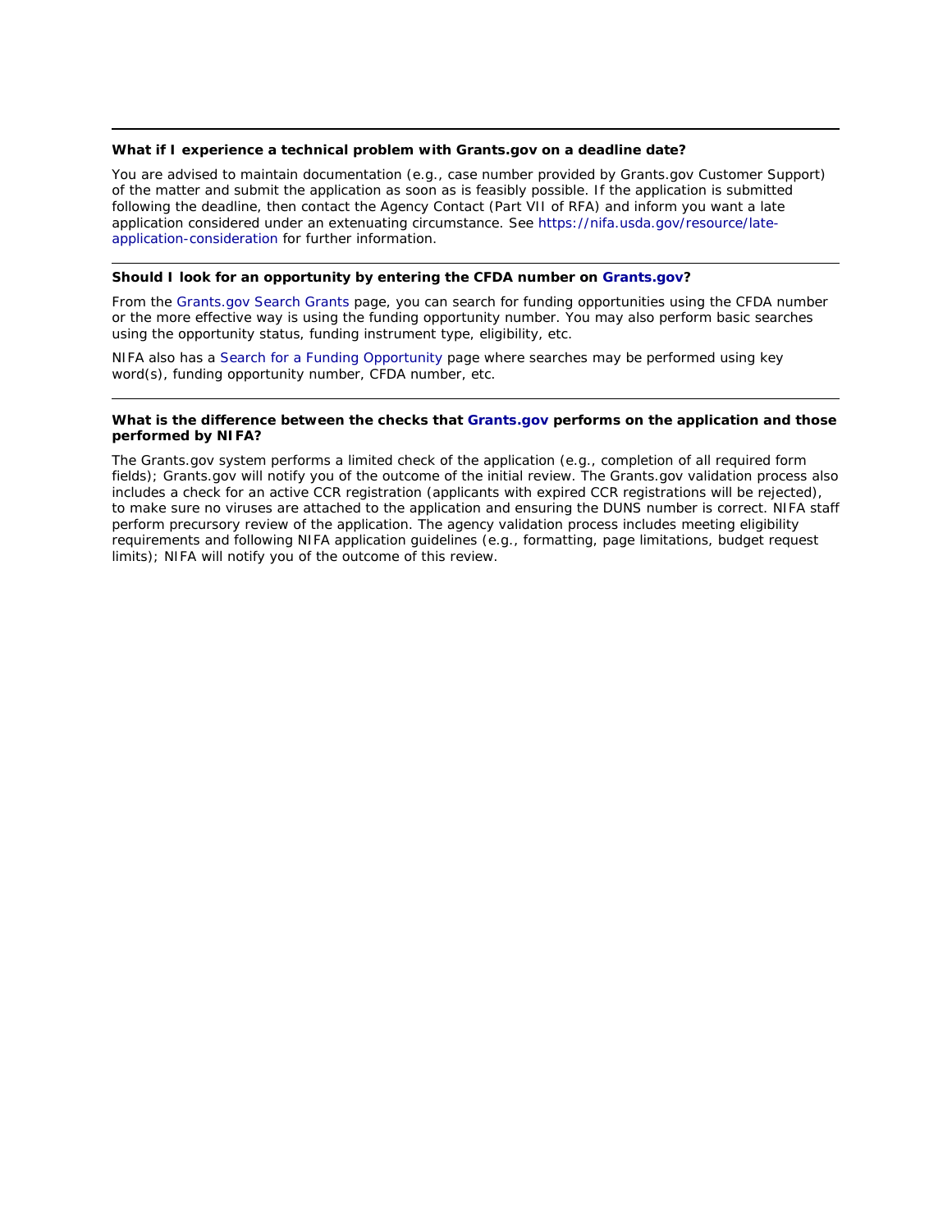---

**What if I experience a technical problem with Grants.gov on a deadline date?**

You are advised to maintain documentation (e.g., case number provided by Grants.gov Customer Support) of the matter and submit the application as soon as is feasibly possible. If the application is submitted following the deadline, then contact the Agency Contact (Part VII of RFA) and inform you want a late application considered under an extenuating circumstance. See https://nifa.usda.gov/resource/late-application-consideration for further information.

---

**Should I look for an opportunity by entering the CFDA number on Grants.gov?**

From the Grants.gov Search Grants page, you can search for funding opportunities using the CFDA number or the more effective way is using the funding opportunity number. You may also perform basic searches using the opportunity status, funding instrument type, eligibility, etc.

NIFA also has a Search for a Funding Opportunity page where searches may be performed using key word(s), funding opportunity number, CFDA number, etc.

---

**What is the difference between the checks that Grants.gov performs on the application and those performed by NIFA?**

The Grants.gov system performs a limited check of the application (e.g., completion of all required form fields); Grants.gov will notify you of the outcome of the initial review. The Grants.gov validation process also includes a check for an active CCR registration (applicants with expired CCR registrations will be rejected), to make sure no viruses are attached to the application and ensuring the DUNS number is correct. NIFA staff perform precursory review of the application. The agency validation process includes meeting eligibility requirements and following NIFA application guidelines (e.g., formatting, page limitations, budget request limits); NIFA will notify you of the outcome of this review.